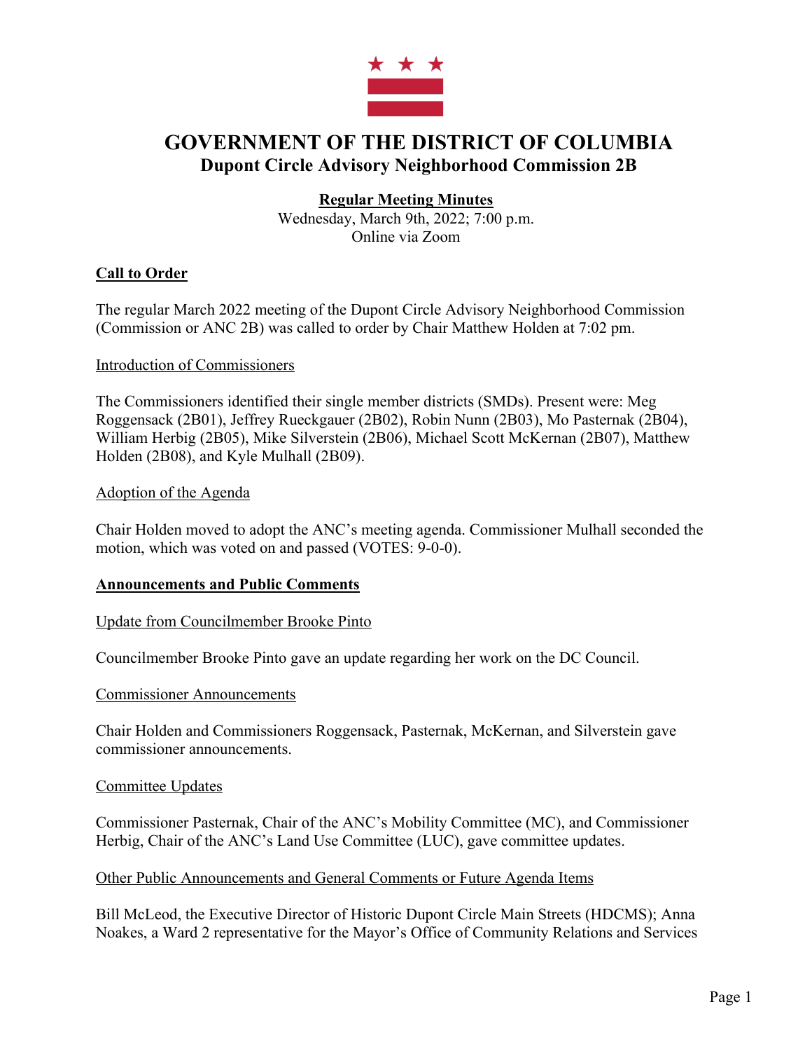# GOVERNMENT OF THE DISTRICT OF COLUMBIA
## Dupont Circle Advisory Neighborhood Commission 2B

**Regular Meeting Minutes**
Wednesday, March 9th, 2022; 7:00 p.m.
Online via Zoom

### Call to Order

The regular March 2022 meeting of the Dupont Circle Advisory Neighborhood Commission (Commission or ANC 2B) was called to order by Chair Matthew Holden at 7:02 pm.

#### Introduction of Commissioners

The Commissioners identified their single member districts (SMDs). Present were: Meg Roggensack (2B01), Jeffrey Rueckgauer (2B02), Robin Nunn (2B03), Mo Pasternak (2B04), William Herbig (2B05), Mike Silverstein (2B06), Michael Scott McKernan (2B07), Matthew Holden (2B08), and Kyle Mulhall (2B09).

#### Adoption of the Agenda

Chair Holden moved to adopt the ANC's meeting agenda. Commissioner Mulhall seconded the motion, which was voted on and passed (VOTES: 9-0-0).

### Announcements and Public Comments

#### Update from Councilmember Brooke Pinto

Councilmember Brooke Pinto gave an update regarding her work on the DC Council.

#### Commissioner Announcements

Chair Holden and Commissioners Roggensack, Pasternak, McKernan, and Silverstein gave commissioner announcements.

#### Committee Updates

Commissioner Pasternak, Chair of the ANC's Mobility Committee (MC), and Commissioner Herbig, Chair of the ANC's Land Use Committee (LUC), gave committee updates.

#### Other Public Announcements and General Comments or Future Agenda Items

Bill McLeod, the Executive Director of Historic Dupont Circle Main Streets (HDCMS); Anna Noakes, a Ward 2 representative for the Mayor's Office of Community Relations and Services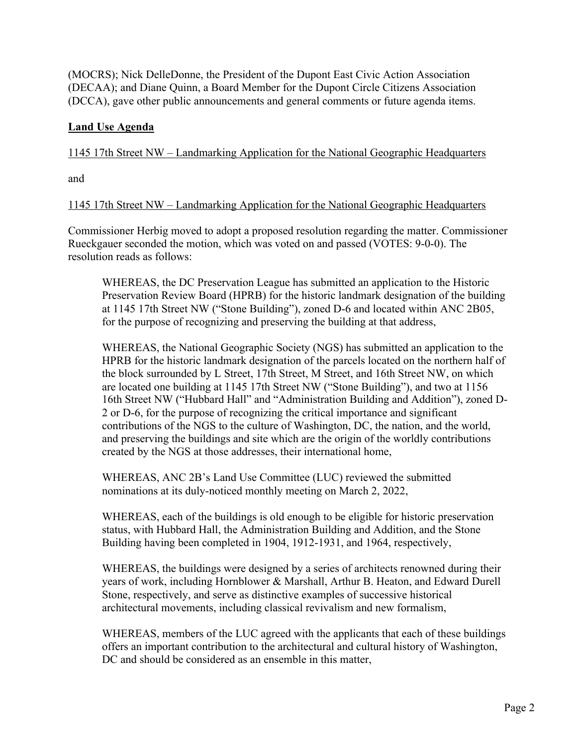(MOCRS); Nick DelleDonne, the President of the Dupont East Civic Action Association (DECAA); and Diane Quinn, a Board Member for the Dupont Circle Citizens Association (DCCA), gave other public announcements and general comments or future agenda items.

**Land Use Agenda**

1145 17th Street NW – Landmarking Application for the National Geographic Headquarters

and

1145 17th Street NW – Landmarking Application for the National Geographic Headquarters

Commissioner Herbig moved to adopt a proposed resolution regarding the matter. Commissioner Rueckgauer seconded the motion, which was voted on and passed (VOTES: 9-0-0). The resolution reads as follows:

> WHEREAS, the DC Preservation League has submitted an application to the Historic Preservation Review Board (HPRB) for the historic landmark designation of the building at 1145 17th Street NW ("Stone Building"), zoned D-6 and located within ANC 2B05, for the purpose of recognizing and preserving the building at that address,
>
> WHEREAS, the National Geographic Society (NGS) has submitted an application to the HPRB for the historic landmark designation of the parcels located on the northern half of the block surrounded by L Street, 17th Street, M Street, and 16th Street NW, on which are located one building at 1145 17th Street NW ("Stone Building"), and two at 1156 16th Street NW ("Hubbard Hall" and "Administration Building and Addition"), zoned D-2 or D-6, for the purpose of recognizing the critical importance and significant contributions of the NGS to the culture of Washington, DC, the nation, and the world, and preserving the buildings and site which are the origin of the worldly contributions created by the NGS at those addresses, their international home,
>
> WHEREAS, ANC 2B's Land Use Committee (LUC) reviewed the submitted nominations at its duly-noticed monthly meeting on March 2, 2022,
>
> WHEREAS, each of the buildings is old enough to be eligible for historic preservation status, with Hubbard Hall, the Administration Building and Addition, and the Stone Building having been completed in 1904, 1912-1931, and 1964, respectively,
>
> WHEREAS, the buildings were designed by a series of architects renowned during their years of work, including Hornblower & Marshall, Arthur B. Heaton, and Edward Durell Stone, respectively, and serve as distinctive examples of successive historical architectural movements, including classical revivalism and new formalism,
>
> WHEREAS, members of the LUC agreed with the applicants that each of these buildings offers an important contribution to the architectural and cultural history of Washington, DC and should be considered as an ensemble in this matter,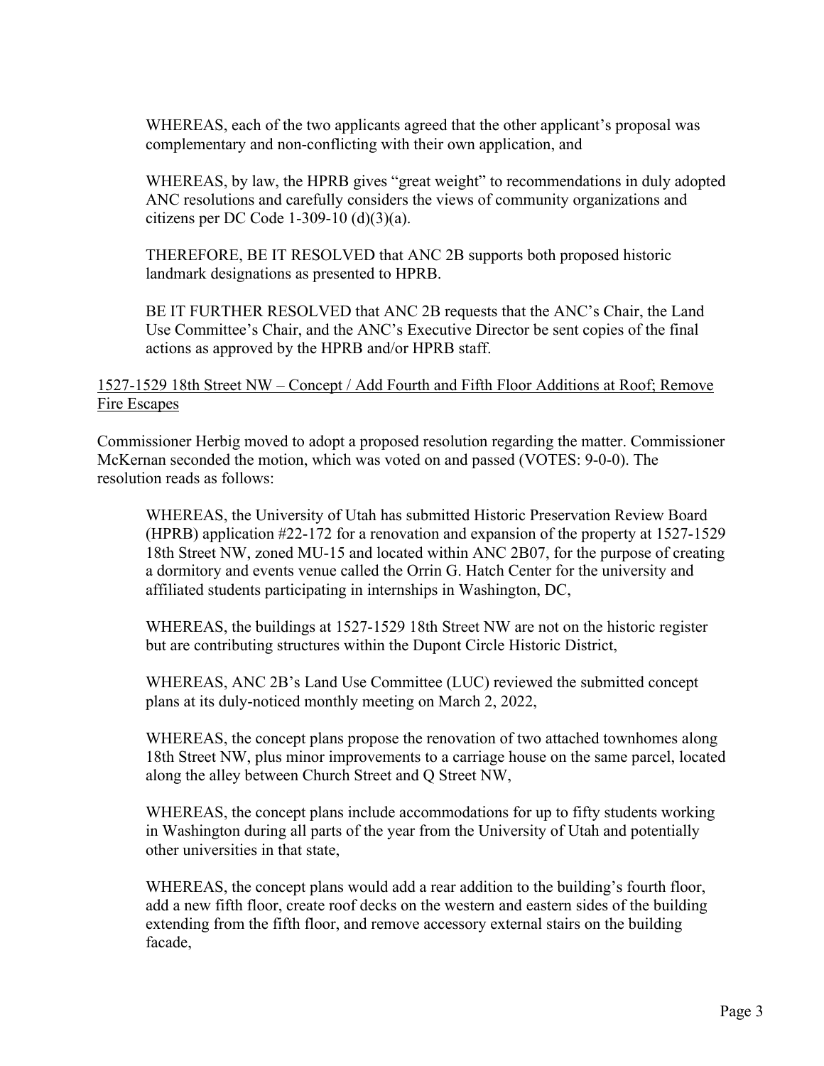WHEREAS, each of the two applicants agreed that the other applicant's proposal was complementary and non-conflicting with their own application, and

WHEREAS, by law, the HPRB gives "great weight" to recommendations in duly adopted ANC resolutions and carefully considers the views of community organizations and citizens per DC Code 1-309-10 (d)(3)(a).

THEREFORE, BE IT RESOLVED that ANC 2B supports both proposed historic landmark designations as presented to HPRB.

BE IT FURTHER RESOLVED that ANC 2B requests that the ANC's Chair, the Land Use Committee's Chair, and the ANC's Executive Director be sent copies of the final actions as approved by the HPRB and/or HPRB staff.

1527-1529 18th Street NW – Concept / Add Fourth and Fifth Floor Additions at Roof; Remove Fire Escapes

Commissioner Herbig moved to adopt a proposed resolution regarding the matter. Commissioner McKernan seconded the motion, which was voted on and passed (VOTES: 9-0-0). The resolution reads as follows:

WHEREAS, the University of Utah has submitted Historic Preservation Review Board (HPRB) application #22-172 for a renovation and expansion of the property at 1527-1529 18th Street NW, zoned MU-15 and located within ANC 2B07, for the purpose of creating a dormitory and events venue called the Orrin G. Hatch Center for the university and affiliated students participating in internships in Washington, DC,

WHEREAS, the buildings at 1527-1529 18th Street NW are not on the historic register but are contributing structures within the Dupont Circle Historic District,

WHEREAS, ANC 2B's Land Use Committee (LUC) reviewed the submitted concept plans at its duly-noticed monthly meeting on March 2, 2022,

WHEREAS, the concept plans propose the renovation of two attached townhomes along 18th Street NW, plus minor improvements to a carriage house on the same parcel, located along the alley between Church Street and Q Street NW,

WHEREAS, the concept plans include accommodations for up to fifty students working in Washington during all parts of the year from the University of Utah and potentially other universities in that state,

WHEREAS, the concept plans would add a rear addition to the building's fourth floor, add a new fifth floor, create roof decks on the western and eastern sides of the building extending from the fifth floor, and remove accessory external stairs on the building facade,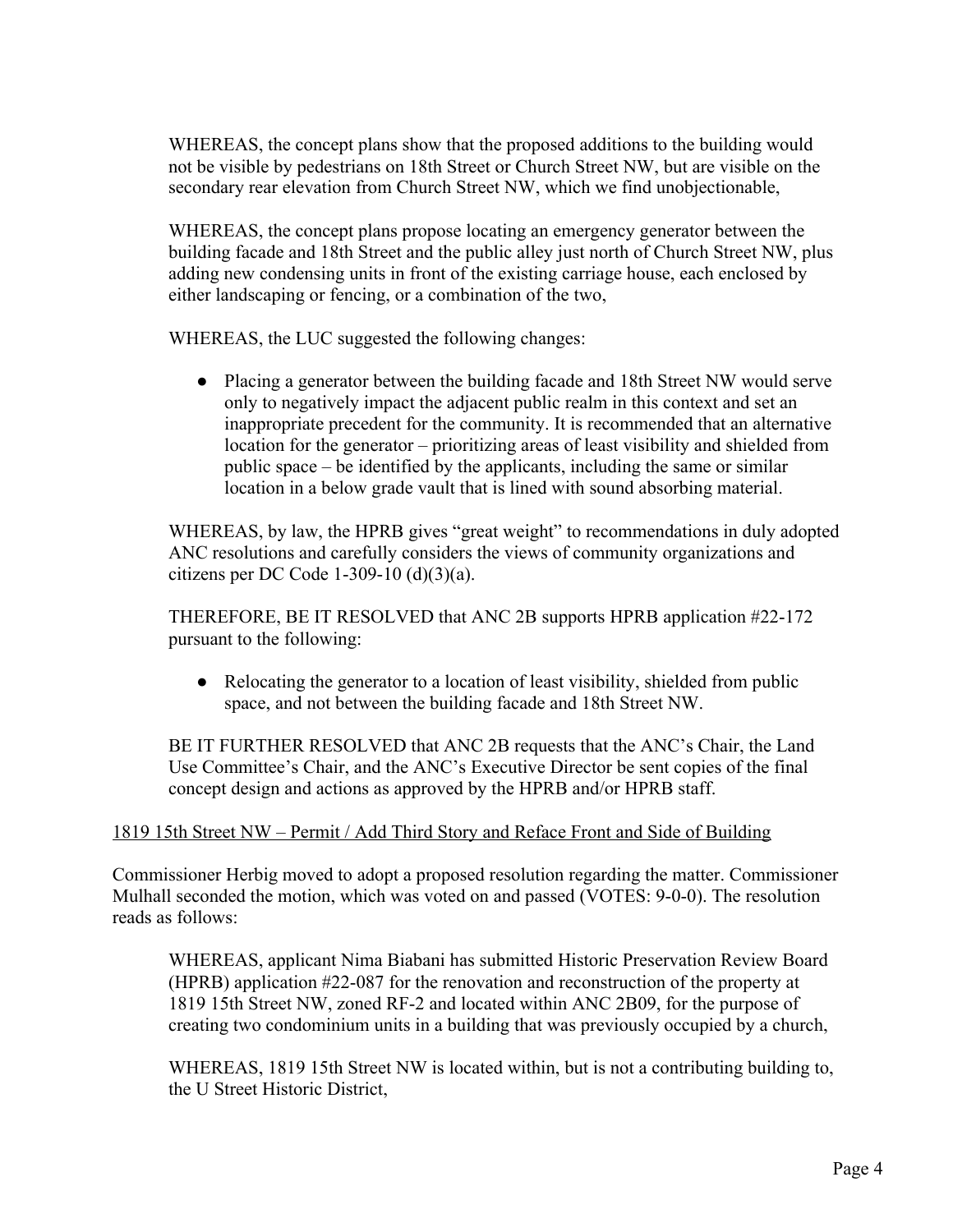WHEREAS, the concept plans show that the proposed additions to the building would not be visible by pedestrians on 18th Street or Church Street NW, but are visible on the secondary rear elevation from Church Street NW, which we find unobjectionable,

WHEREAS, the concept plans propose locating an emergency generator between the building facade and 18th Street and the public alley just north of Church Street NW, plus adding new condensing units in front of the existing carriage house, each enclosed by either landscaping or fencing, or a combination of the two,

WHEREAS, the LUC suggested the following changes:

- Placing a generator between the building facade and 18th Street NW would serve only to negatively impact the adjacent public realm in this context and set an inappropriate precedent for the community. It is recommended that an alternative location for the generator – prioritizing areas of least visibility and shielded from public space – be identified by the applicants, including the same or similar location in a below grade vault that is lined with sound absorbing material.

WHEREAS, by law, the HPRB gives "great weight" to recommendations in duly adopted ANC resolutions and carefully considers the views of community organizations and citizens per DC Code 1-309-10 (d)(3)(a).

THEREFORE, BE IT RESOLVED that ANC 2B supports HPRB application #22-172 pursuant to the following:

- Relocating the generator to a location of least visibility, shielded from public space, and not between the building facade and 18th Street NW.

BE IT FURTHER RESOLVED that ANC 2B requests that the ANC's Chair, the Land Use Committee's Chair, and the ANC's Executive Director be sent copies of the final concept design and actions as approved by the HPRB and/or HPRB staff.

<u>1819 15th Street NW – Permit / Add Third Story and Reface Front and Side of Building</u>

Commissioner Herbig moved to adopt a proposed resolution regarding the matter. Commissioner Mulhall seconded the motion, which was voted on and passed (VOTES: 9-0-0). The resolution reads as follows:

WHEREAS, applicant Nima Biabani has submitted Historic Preservation Review Board (HPRB) application #22-087 for the renovation and reconstruction of the property at 1819 15th Street NW, zoned RF-2 and located within ANC 2B09, for the purpose of creating two condominium units in a building that was previously occupied by a church,

WHEREAS, 1819 15th Street NW is located within, but is not a contributing building to, the U Street Historic District,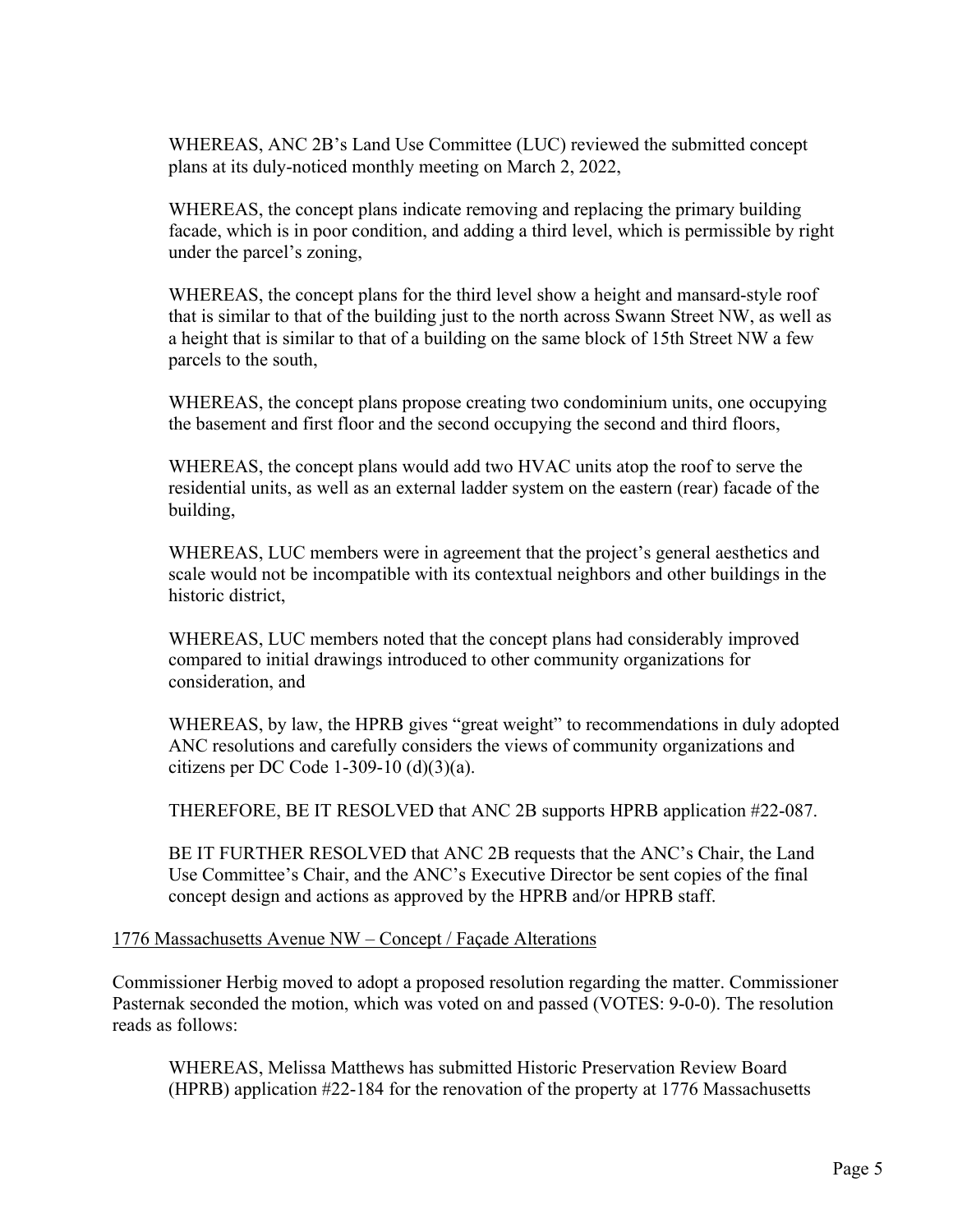WHEREAS, ANC 2B's Land Use Committee (LUC) reviewed the submitted concept plans at its duly-noticed monthly meeting on March 2, 2022,

WHEREAS, the concept plans indicate removing and replacing the primary building facade, which is in poor condition, and adding a third level, which is permissible by right under the parcel's zoning,

WHEREAS, the concept plans for the third level show a height and mansard-style roof that is similar to that of the building just to the north across Swann Street NW, as well as a height that is similar to that of a building on the same block of 15th Street NW a few parcels to the south,

WHEREAS, the concept plans propose creating two condominium units, one occupying the basement and first floor and the second occupying the second and third floors,

WHEREAS, the concept plans would add two HVAC units atop the roof to serve the residential units, as well as an external ladder system on the eastern (rear) facade of the building,

WHEREAS, LUC members were in agreement that the project's general aesthetics and scale would not be incompatible with its contextual neighbors and other buildings in the historic district,

WHEREAS, LUC members noted that the concept plans had considerably improved compared to initial drawings introduced to other community organizations for consideration, and

WHEREAS, by law, the HPRB gives "great weight" to recommendations in duly adopted ANC resolutions and carefully considers the views of community organizations and citizens per DC Code 1-309-10 (d)(3)(a).

THEREFORE, BE IT RESOLVED that ANC 2B supports HPRB application #22-087.

BE IT FURTHER RESOLVED that ANC 2B requests that the ANC's Chair, the Land Use Committee's Chair, and the ANC's Executive Director be sent copies of the final concept design and actions as approved by the HPRB and/or HPRB staff.

<u>1776 Massachusetts Avenue NW – Concept / Façade Alterations</u>

Commissioner Herbig moved to adopt a proposed resolution regarding the matter. Commissioner Pasternak seconded the motion, which was voted on and passed (VOTES: 9-0-0). The resolution reads as follows:

WHEREAS, Melissa Matthews has submitted Historic Preservation Review Board (HPRB) application #22-184 for the renovation of the property at 1776 Massachusetts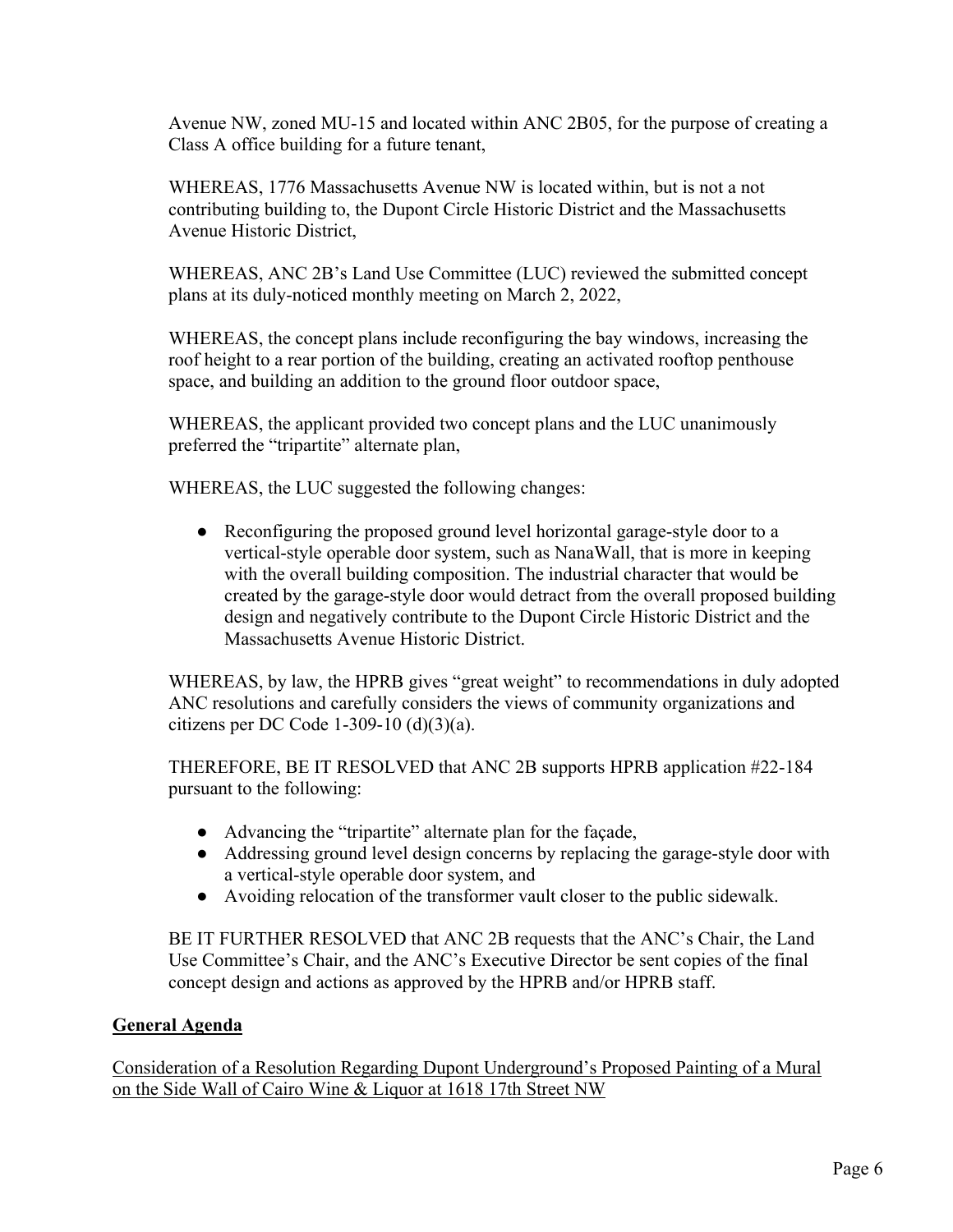Avenue NW, zoned MU-15 and located within ANC 2B05, for the purpose of creating a Class A office building for a future tenant,

WHEREAS, 1776 Massachusetts Avenue NW is located within, but is not a not contributing building to, the Dupont Circle Historic District and the Massachusetts Avenue Historic District,

WHEREAS, ANC 2B's Land Use Committee (LUC) reviewed the submitted concept plans at its duly-noticed monthly meeting on March 2, 2022,

WHEREAS, the concept plans include reconfiguring the bay windows, increasing the roof height to a rear portion of the building, creating an activated rooftop penthouse space, and building an addition to the ground floor outdoor space,

WHEREAS, the applicant provided two concept plans and the LUC unanimously preferred the "tripartite" alternate plan,

WHEREAS, the LUC suggested the following changes:

- Reconfiguring the proposed ground level horizontal garage-style door to a vertical-style operable door system, such as NanaWall, that is more in keeping with the overall building composition. The industrial character that would be created by the garage-style door would detract from the overall proposed building design and negatively contribute to the Dupont Circle Historic District and the Massachusetts Avenue Historic District.

WHEREAS, by law, the HPRB gives "great weight" to recommendations in duly adopted ANC resolutions and carefully considers the views of community organizations and citizens per DC Code 1-309-10 (d)(3)(a).

THEREFORE, BE IT RESOLVED that ANC 2B supports HPRB application #22-184 pursuant to the following:

- Advancing the "tripartite" alternate plan for the façade,
- Addressing ground level design concerns by replacing the garage-style door with a vertical-style operable door system, and
- Avoiding relocation of the transformer vault closer to the public sidewalk.

BE IT FURTHER RESOLVED that ANC 2B requests that the ANC's Chair, the Land Use Committee's Chair, and the ANC's Executive Director be sent copies of the final concept design and actions as approved by the HPRB and/or HPRB staff.

## General Agenda

Consideration of a Resolution Regarding Dupont Underground's Proposed Painting of a Mural on the Side Wall of Cairo Wine & Liquor at 1618 17th Street NW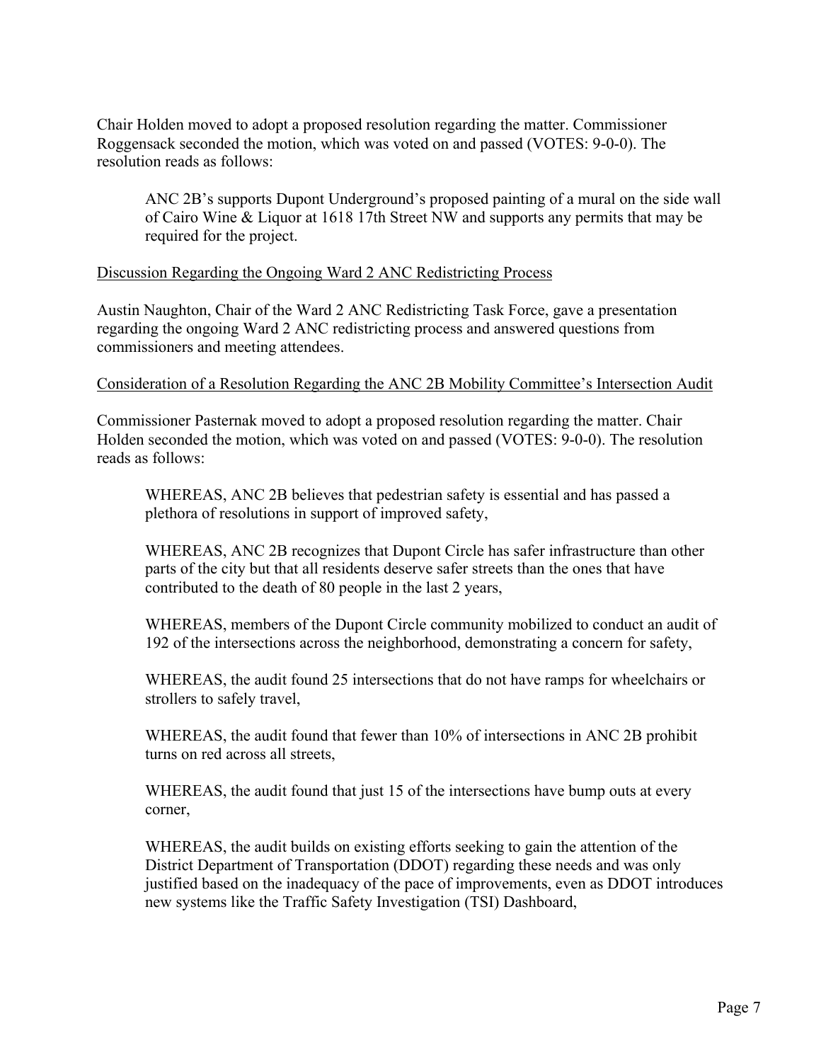Chair Holden moved to adopt a proposed resolution regarding the matter. Commissioner Roggensack seconded the motion, which was voted on and passed (VOTES: 9-0-0). The resolution reads as follows:

> ANC 2B's supports Dupont Underground's proposed painting of a mural on the side wall of Cairo Wine & Liquor at 1618 17th Street NW and supports any permits that may be required for the project.

<u>Discussion Regarding the Ongoing Ward 2 ANC Redistricting Process</u>

Austin Naughton, Chair of the Ward 2 ANC Redistricting Task Force, gave a presentation regarding the ongoing Ward 2 ANC redistricting process and answered questions from commissioners and meeting attendees.

<u>Consideration of a Resolution Regarding the ANC 2B Mobility Committee's Intersection Audit</u>

Commissioner Pasternak moved to adopt a proposed resolution regarding the matter. Chair Holden seconded the motion, which was voted on and passed (VOTES: 9-0-0). The resolution reads as follows:

> WHEREAS, ANC 2B believes that pedestrian safety is essential and has passed a plethora of resolutions in support of improved safety,
>
> WHEREAS, ANC 2B recognizes that Dupont Circle has safer infrastructure than other parts of the city but that all residents deserve safer streets than the ones that have contributed to the death of 80 people in the last 2 years,
>
> WHEREAS, members of the Dupont Circle community mobilized to conduct an audit of 192 of the intersections across the neighborhood, demonstrating a concern for safety,
>
> WHEREAS, the audit found 25 intersections that do not have ramps for wheelchairs or strollers to safely travel,
>
> WHEREAS, the audit found that fewer than 10% of intersections in ANC 2B prohibit turns on red across all streets,
>
> WHEREAS, the audit found that just 15 of the intersections have bump outs at every corner,
>
> WHEREAS, the audit builds on existing efforts seeking to gain the attention of the District Department of Transportation (DDOT) regarding these needs and was only justified based on the inadequacy of the pace of improvements, even as DDOT introduces new systems like the Traffic Safety Investigation (TSI) Dashboard,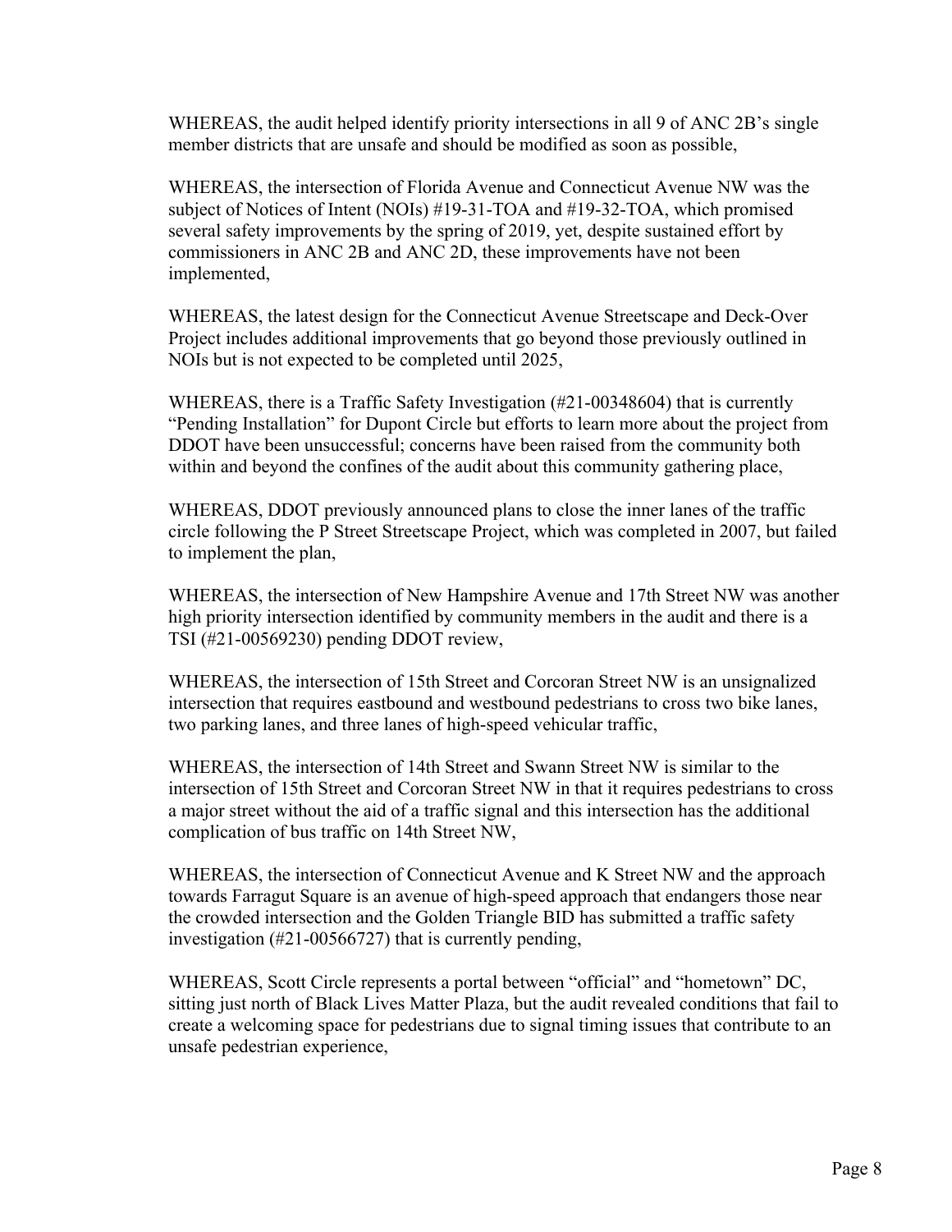WHEREAS, the audit helped identify priority intersections in all 9 of ANC 2B's single member districts that are unsafe and should be modified as soon as possible,

WHEREAS, the intersection of Florida Avenue and Connecticut Avenue NW was the subject of Notices of Intent (NOIs) #19-31-TOA and #19-32-TOA, which promised several safety improvements by the spring of 2019, yet, despite sustained effort by commissioners in ANC 2B and ANC 2D, these improvements have not been implemented,

WHEREAS, the latest design for the Connecticut Avenue Streetscape and Deck-Over Project includes additional improvements that go beyond those previously outlined in NOIs but is not expected to be completed until 2025,

WHEREAS, there is a Traffic Safety Investigation (#21-00348604) that is currently "Pending Installation" for Dupont Circle but efforts to learn more about the project from DDOT have been unsuccessful; concerns have been raised from the community both within and beyond the confines of the audit about this community gathering place,

WHEREAS, DDOT previously announced plans to close the inner lanes of the traffic circle following the P Street Streetscape Project, which was completed in 2007, but failed to implement the plan,

WHEREAS, the intersection of New Hampshire Avenue and 17th Street NW was another high priority intersection identified by community members in the audit and there is a TSI (#21-00569230) pending DDOT review,

WHEREAS, the intersection of 15th Street and Corcoran Street NW is an unsignalized intersection that requires eastbound and westbound pedestrians to cross two bike lanes, two parking lanes, and three lanes of high-speed vehicular traffic,

WHEREAS, the intersection of 14th Street and Swann Street NW is similar to the intersection of 15th Street and Corcoran Street NW in that it requires pedestrians to cross a major street without the aid of a traffic signal and this intersection has the additional complication of bus traffic on 14th Street NW,

WHEREAS, the intersection of Connecticut Avenue and K Street NW and the approach towards Farragut Square is an avenue of high-speed approach that endangers those near the crowded intersection and the Golden Triangle BID has submitted a traffic safety investigation (#21-00566727) that is currently pending,

WHEREAS, Scott Circle represents a portal between "official" and "hometown" DC, sitting just north of Black Lives Matter Plaza, but the audit revealed conditions that fail to create a welcoming space for pedestrians due to signal timing issues that contribute to an unsafe pedestrian experience,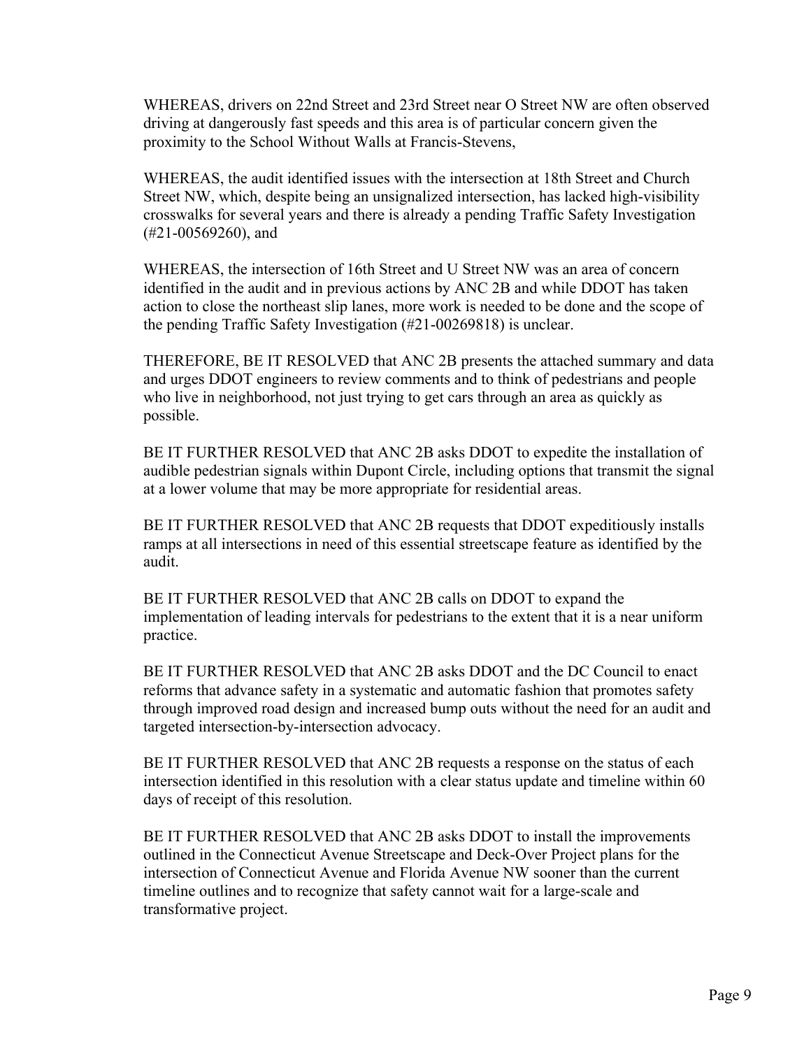WHEREAS, drivers on 22nd Street and 23rd Street near O Street NW are often observed driving at dangerously fast speeds and this area is of particular concern given the proximity to the School Without Walls at Francis-Stevens,

WHEREAS, the audit identified issues with the intersection at 18th Street and Church Street NW, which, despite being an unsignalized intersection, has lacked high-visibility crosswalks for several years and there is already a pending Traffic Safety Investigation (#21-00569260), and

WHEREAS, the intersection of 16th Street and U Street NW was an area of concern identified in the audit and in previous actions by ANC 2B and while DDOT has taken action to close the northeast slip lanes, more work is needed to be done and the scope of the pending Traffic Safety Investigation (#21-00269818) is unclear.

THEREFORE, BE IT RESOLVED that ANC 2B presents the attached summary and data and urges DDOT engineers to review comments and to think of pedestrians and people who live in neighborhood, not just trying to get cars through an area as quickly as possible.

BE IT FURTHER RESOLVED that ANC 2B asks DDOT to expedite the installation of audible pedestrian signals within Dupont Circle, including options that transmit the signal at a lower volume that may be more appropriate for residential areas.

BE IT FURTHER RESOLVED that ANC 2B requests that DDOT expeditiously installs ramps at all intersections in need of this essential streetscape feature as identified by the audit.

BE IT FURTHER RESOLVED that ANC 2B calls on DDOT to expand the implementation of leading intervals for pedestrians to the extent that it is a near uniform practice.

BE IT FURTHER RESOLVED that ANC 2B asks DDOT and the DC Council to enact reforms that advance safety in a systematic and automatic fashion that promotes safety through improved road design and increased bump outs without the need for an audit and targeted intersection-by-intersection advocacy.

BE IT FURTHER RESOLVED that ANC 2B requests a response on the status of each intersection identified in this resolution with a clear status update and timeline within 60 days of receipt of this resolution.

BE IT FURTHER RESOLVED that ANC 2B asks DDOT to install the improvements outlined in the Connecticut Avenue Streetscape and Deck-Over Project plans for the intersection of Connecticut Avenue and Florida Avenue NW sooner than the current timeline outlines and to recognize that safety cannot wait for a large-scale and transformative project.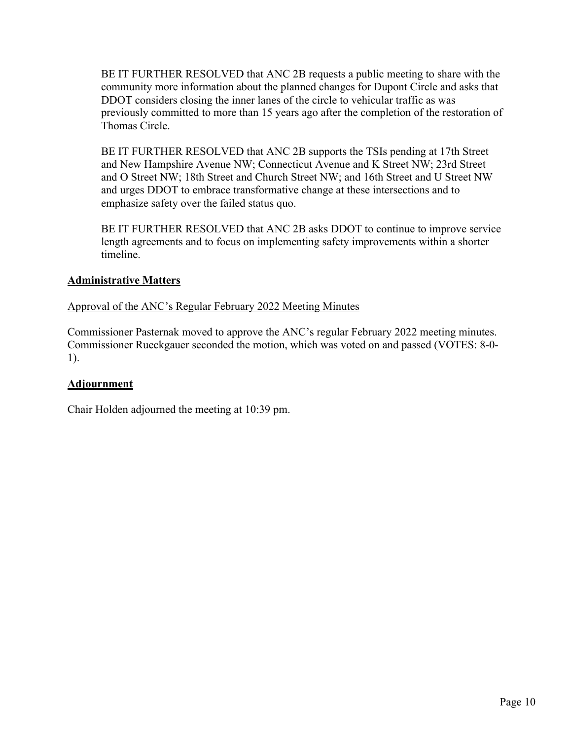BE IT FURTHER RESOLVED that ANC 2B requests a public meeting to share with the community more information about the planned changes for Dupont Circle and asks that DDOT considers closing the inner lanes of the circle to vehicular traffic as was previously committed to more than 15 years ago after the completion of the restoration of Thomas Circle.

BE IT FURTHER RESOLVED that ANC 2B supports the TSIs pending at 17th Street and New Hampshire Avenue NW; Connecticut Avenue and K Street NW; 23rd Street and O Street NW; 18th Street and Church Street NW; and 16th Street and U Street NW and urges DDOT to embrace transformative change at these intersections and to emphasize safety over the failed status quo.

BE IT FURTHER RESOLVED that ANC 2B asks DDOT to continue to improve service length agreements and to focus on implementing safety improvements within a shorter timeline.

## Administrative Matters

Approval of the ANC's Regular February 2022 Meeting Minutes

Commissioner Pasternak moved to approve the ANC's regular February 2022 meeting minutes. Commissioner Rueckgauer seconded the motion, which was voted on and passed (VOTES: 8-0-1).

## Adjournment

Chair Holden adjourned the meeting at 10:39 pm.